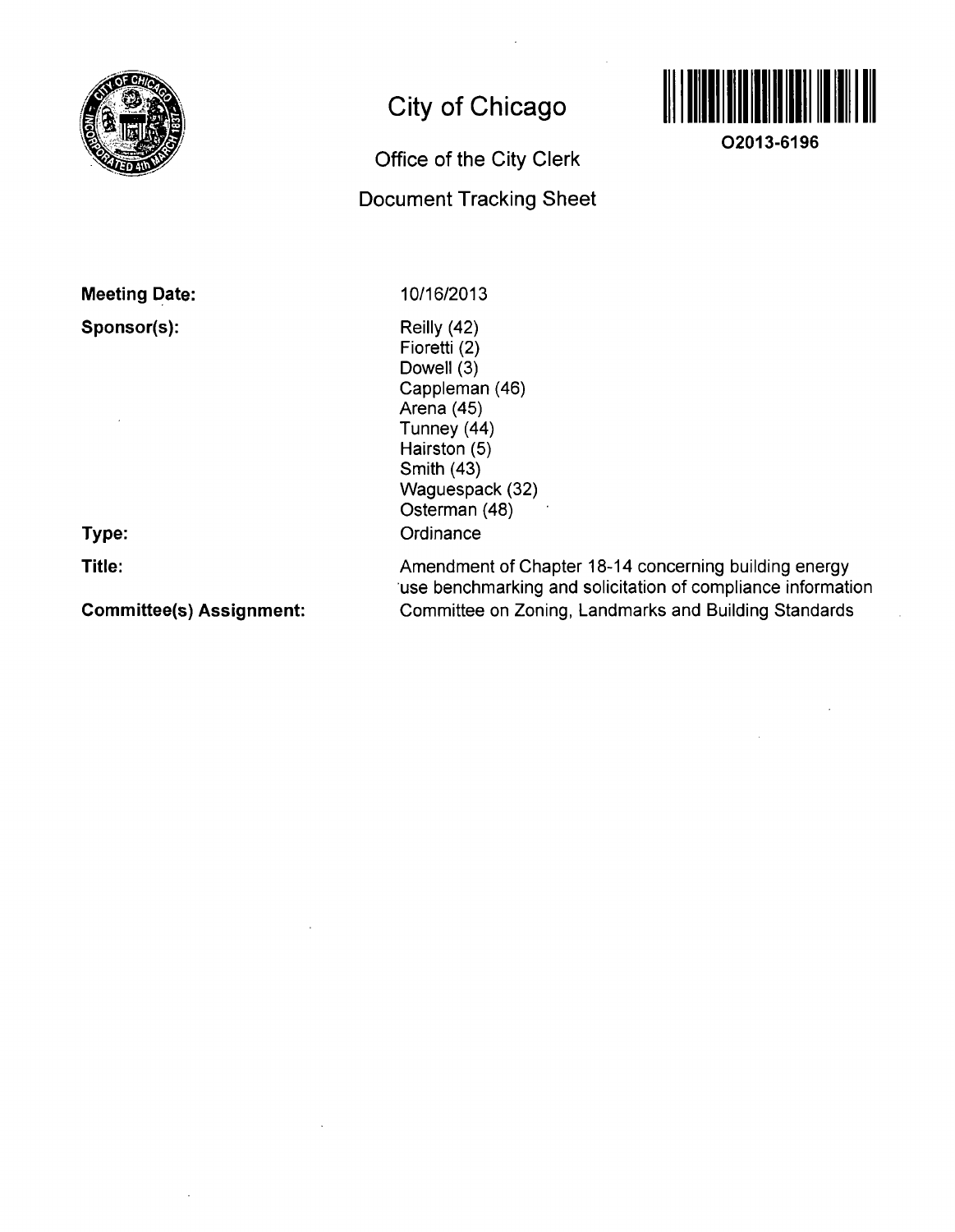# City of Chicago

## Office of the City Clerk

## Document Tracking Sheet

O2013-6196

**Meeting Date:** 10/16/2013

**Sponsor(s):**
Reilly (42)
Fioretti (2)
Dowell (3)
Cappleman (46)
Arena (45)
Tunney (44)
Hairston (5)
Smith (43)
Waguespack (32)
Osterman (48)

**Type:** Ordinance

**Title:** Amendment of Chapter 18-14 concerning building energy use benchmarking and solicitation of compliance information

**Committee(s) Assignment:** Committee on Zoning, Landmarks and Building Standards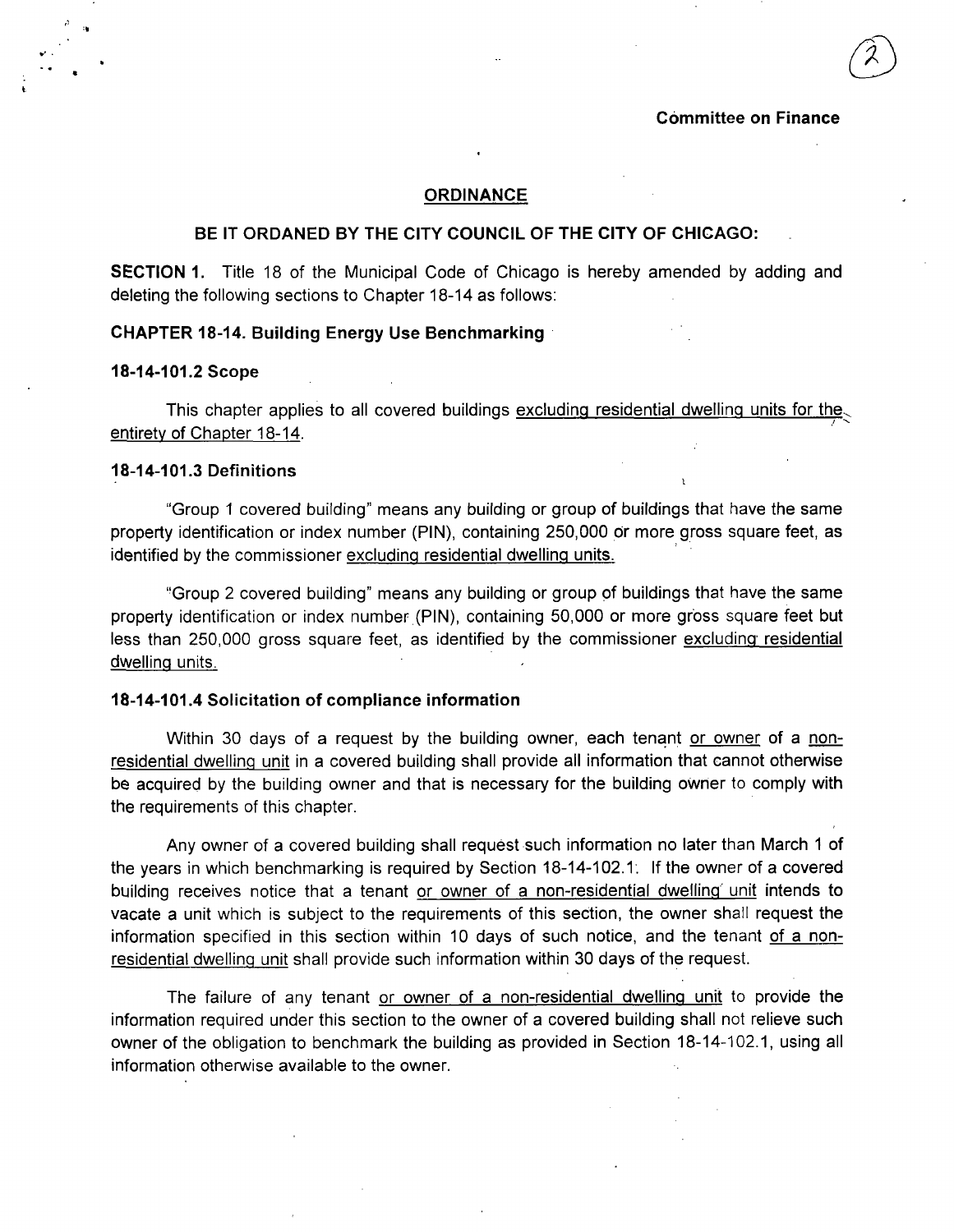Committee on Finance

**ORDINANCE**

**BE IT ORDANED BY THE CITY COUNCIL OF THE CITY OF CHICAGO:**

**SECTION 1.** Title 18 of the Municipal Code of Chicago is hereby amended by adding and deleting the following sections to Chapter 18-14 as follows:

**CHAPTER 18-14. Building Energy Use Benchmarking**

**18-14-101.2 Scope**

This chapter applies to all covered buildings excluding residential dwelling units for the entirety of Chapter 18-14.

**18-14-101.3 Definitions**

"Group 1 covered building" means any building or group of buildings that have the same property identification or index number (PIN), containing 250,000 or more gross square feet, as identified by the commissioner excluding residential dwelling units.

"Group 2 covered building" means any building or group of buildings that have the same property identification or index number (PIN), containing 50,000 or more gross square feet but less than 250,000 gross square feet, as identified by the commissioner excluding residential dwelling units.

**18-14-101.4 Solicitation of compliance information**

Within 30 days of a request by the building owner, each tenant or owner of a non-residential dwelling unit in a covered building shall provide all information that cannot otherwise be acquired by the building owner and that is necessary for the building owner to comply with the requirements of this chapter.

Any owner of a covered building shall request such information no later than March 1 of the years in which benchmarking is required by Section 18-14-102.1. If the owner of a covered building receives notice that a tenant or owner of a non-residential dwelling unit intends to vacate a unit which is subject to the requirements of this section, the owner shall request the information specified in this section within 10 days of such notice, and the tenant of a non-residential dwelling unit shall provide such information within 30 days of the request.

The failure of any tenant or owner of a non-residential dwelling unit to provide the information required under this section to the owner of a covered building shall not relieve such owner of the obligation to benchmark the building as provided in Section 18-14-102.1, using all information otherwise available to the owner.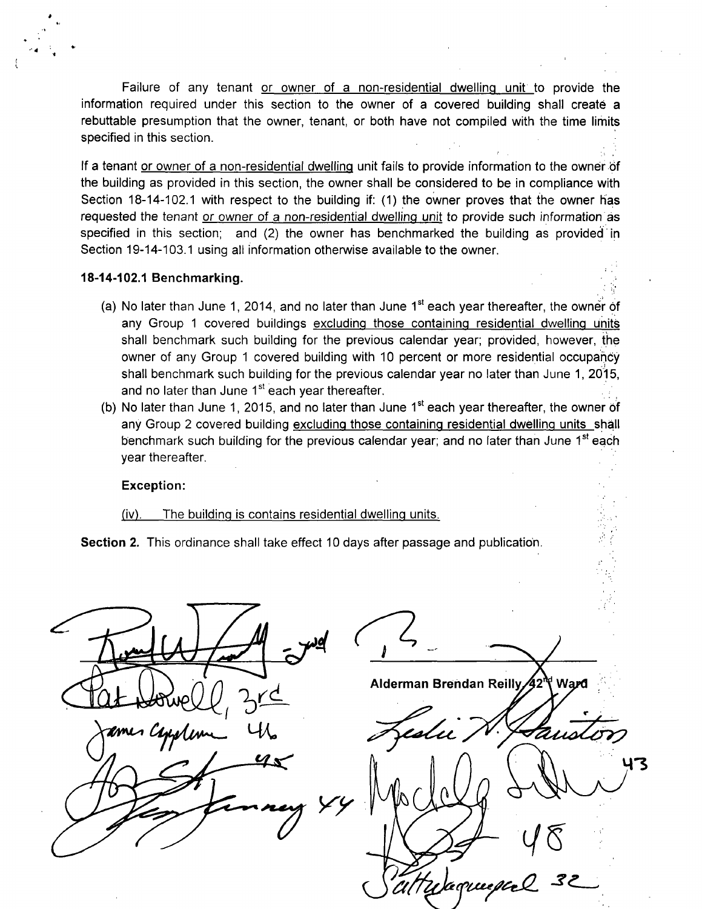Failure of any tenant <u>or owner of a non-residential dwelling unit</u> to provide the information required under this section to the owner of a covered building shall create a rebuttable presumption that the owner, tenant, or both have not compiled with the time limits specified in this section.

If a tenant <u>or owner of a non-residential dwelling</u> unit fails to provide information to the owner of the building as provided in this section, the owner shall be considered to be in compliance with Section 18-14-102.1 with respect to the building if: (1) the owner proves that the owner has requested the tenant <u>or owner of a non-residential dwelling unit</u> to provide such information as specified in this section; and (2) the owner has benchmarked the building as provided in Section 19-14-103.1 using all information otherwise available to the owner.

**18-14-102.1 Benchmarking.**

(a) No later than June 1, 2014, and no later than June 1st each year thereafter, the owner of any Group 1 covered buildings <u>excluding those containing residential dwelling units</u> shall benchmark such building for the previous calendar year; provided, however, the owner of any Group 1 covered building with 10 percent or more residential occupancy shall benchmark such building for the previous calendar year no later than June 1, 2015, and no later than June 1st each year thereafter.

(b) No later than June 1, 2015, and no later than June 1st each year thereafter, the owner of any Group 2 covered building <u>excluding those containing residential dwelling units</u> shall benchmark such building for the previous calendar year; and no later than June 1st each year thereafter.

**Exception:**

<u>(iv). The building is contains residential dwelling units.</u>

**Section 2.** This ordinance shall take effect 10 days after passage and publication.

**Alderman Brendan Reilly, 42nd Ward**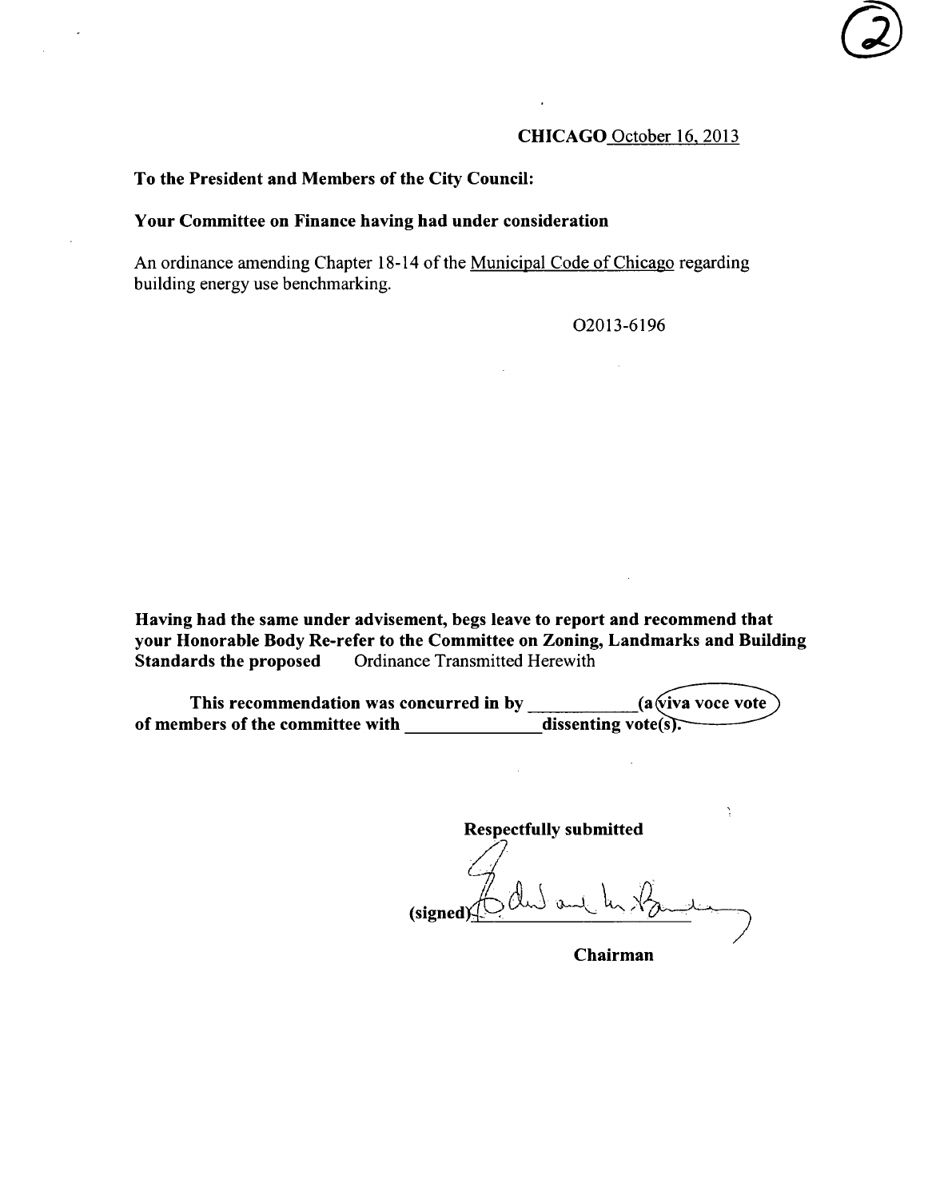CHICAGO October 16, 2013

**To the President and Members of the City Council:**

**Your Committee on Finance having had under consideration**

An ordinance amending Chapter 18-14 of the Municipal Code of Chicago regarding building energy use benchmarking.

O2013-6196

**Having had the same under advisement, begs leave to report and recommend that your Honorable Body Re-refer to the Committee on Zoning, Landmarks and Building Standards the proposed** Ordinance Transmitted Herewith

**This recommendation was concurred in by \_\_\_\_\_\_\_\_\_\_ (a viva voce vote of members of the committee with \_\_\_\_\_\_\_\_\_\_ dissenting vote(s).**

**Respectfully submitted**

(signed) Edward M. Burke

**Chairman**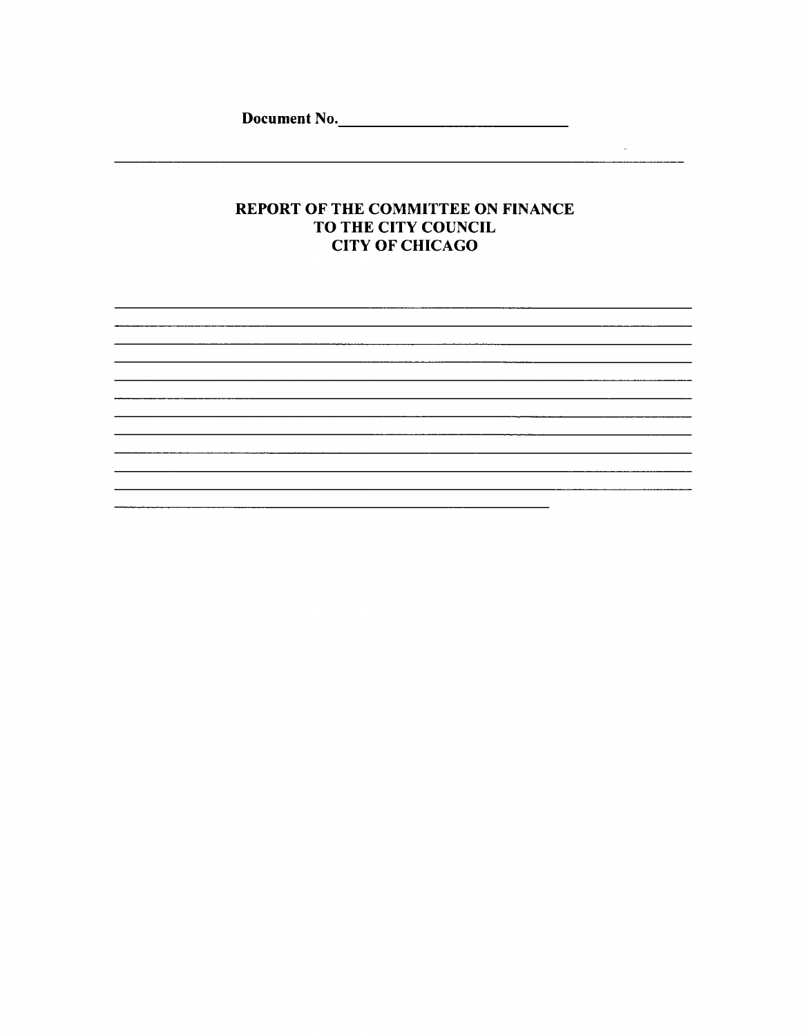Document No.______________________________

---

**REPORT OF THE COMMITTEE ON FINANCE**
**TO THE CITY COUNCIL**
**CITY OF CHICAGO**